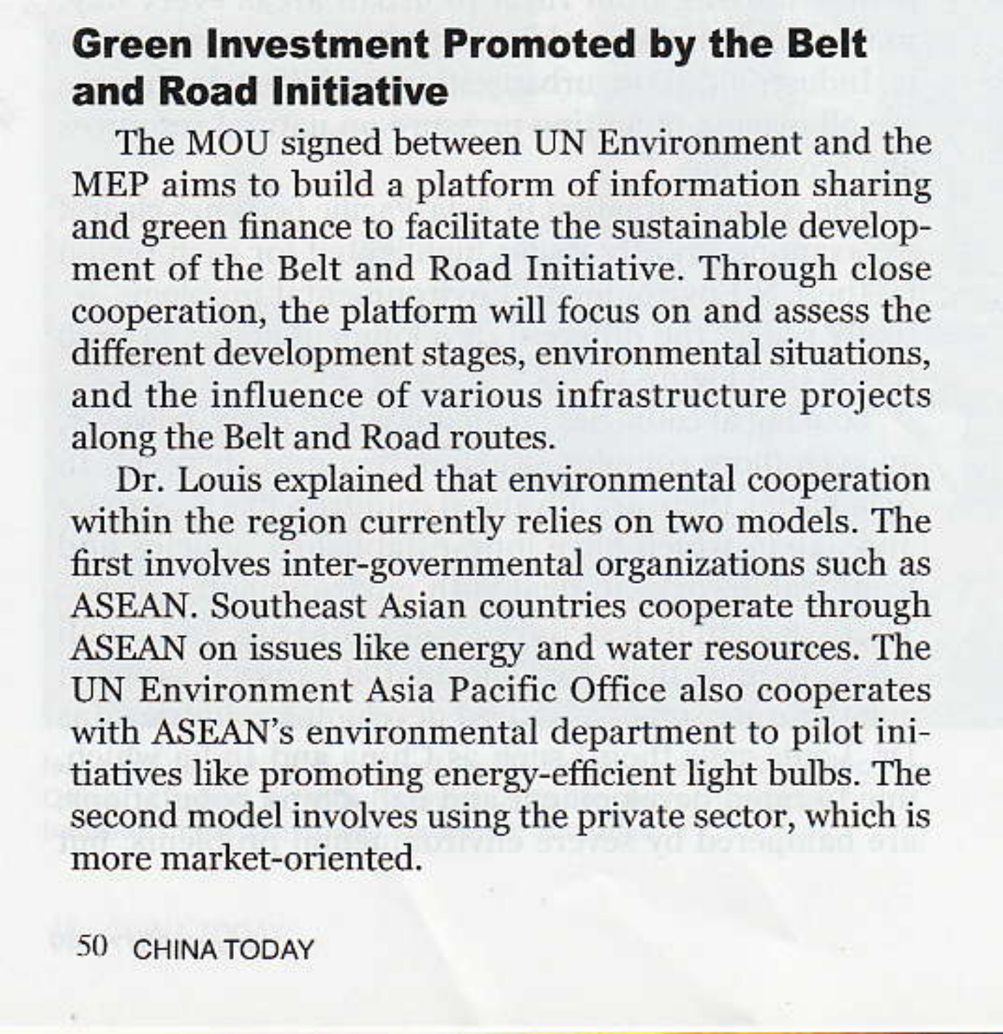## Green Investment Promoted by the Belt and Road Initiative

The MOU signed between UN Environment and the MEP aims to build a platform of information sharing and green finance to facilitate the sustainable development of the Belt and Road Initiative. Through close cooperation, the platform will focus on and assess the different development stages, environmental situations, and the influence of various infrastructure projects along the Belt and Road routes.

Dr. Louis explained that environmental cooperation within the region currently relies on two models. The first involves inter-governmental organizations such as ASEAN. Southeast Asian countries cooperate through ASEAN on issues like energy and water resources. The UN Environment Asia Pacific Office also cooperates with ASEAN's environmental department to pilot initiatives like promoting energy-efficient light bulbs. The second model involves using the private sector, which is more market-oriented.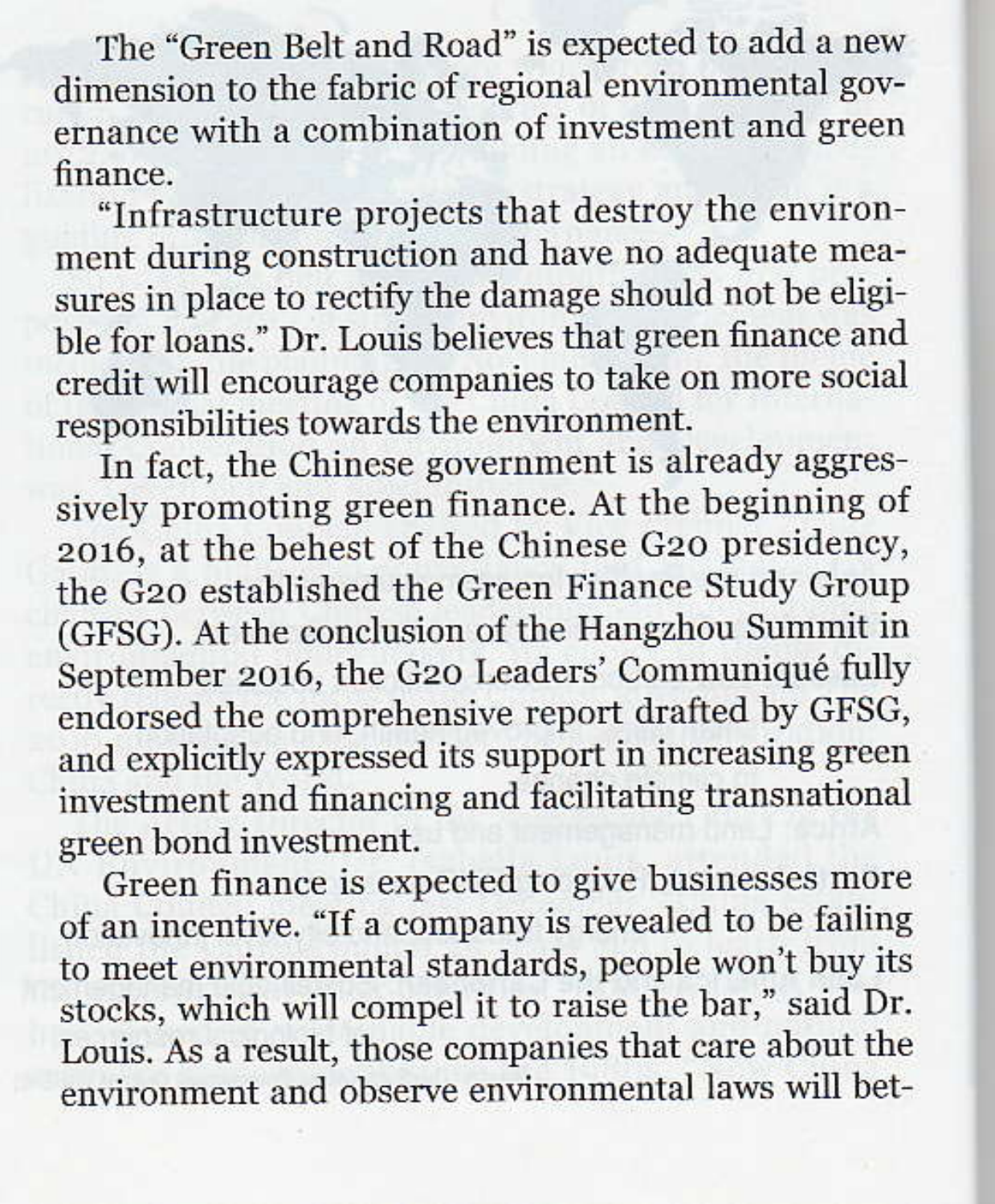The "Green Belt and Road" is expected to add a new dimension to the fabric of regional environmental governance with a combination of investment and green finance.

"Infrastructure projects that destroy the environment during construction and have no adequate measures in place to rectify the damage should not be eligible for loans." Dr. Louis believes that green finance and credit will encourage companies to take on more social responsibilities towards the environment.

In fact, the Chinese government is already aggressively promoting green finance. At the beginning of 2016, at the behest of the Chinese G20 presidency, the G20 established the Green Finance Study Group (GFSG). At the conclusion of the Hangzhou Summit in September 2016, the G20 Leaders' Communiqué fully endorsed the comprehensive report drafted by GFSG, and explicitly expressed its support in increasing green investment and financing and facilitating transnational green bond investment.

Green finance is expected to give businesses more of an incentive. "If a company is revealed to be failing to meet environmental standards, people won't buy its stocks, which will compel it to raise the bar," said Dr. Louis. As a result, those companies that care about the environment and observe environmental laws will bet-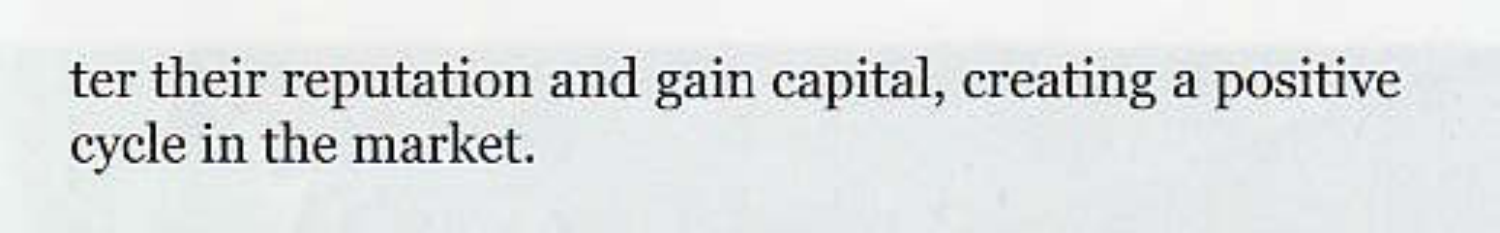ter their reputation and gain capital, creating a positive cycle in the market.